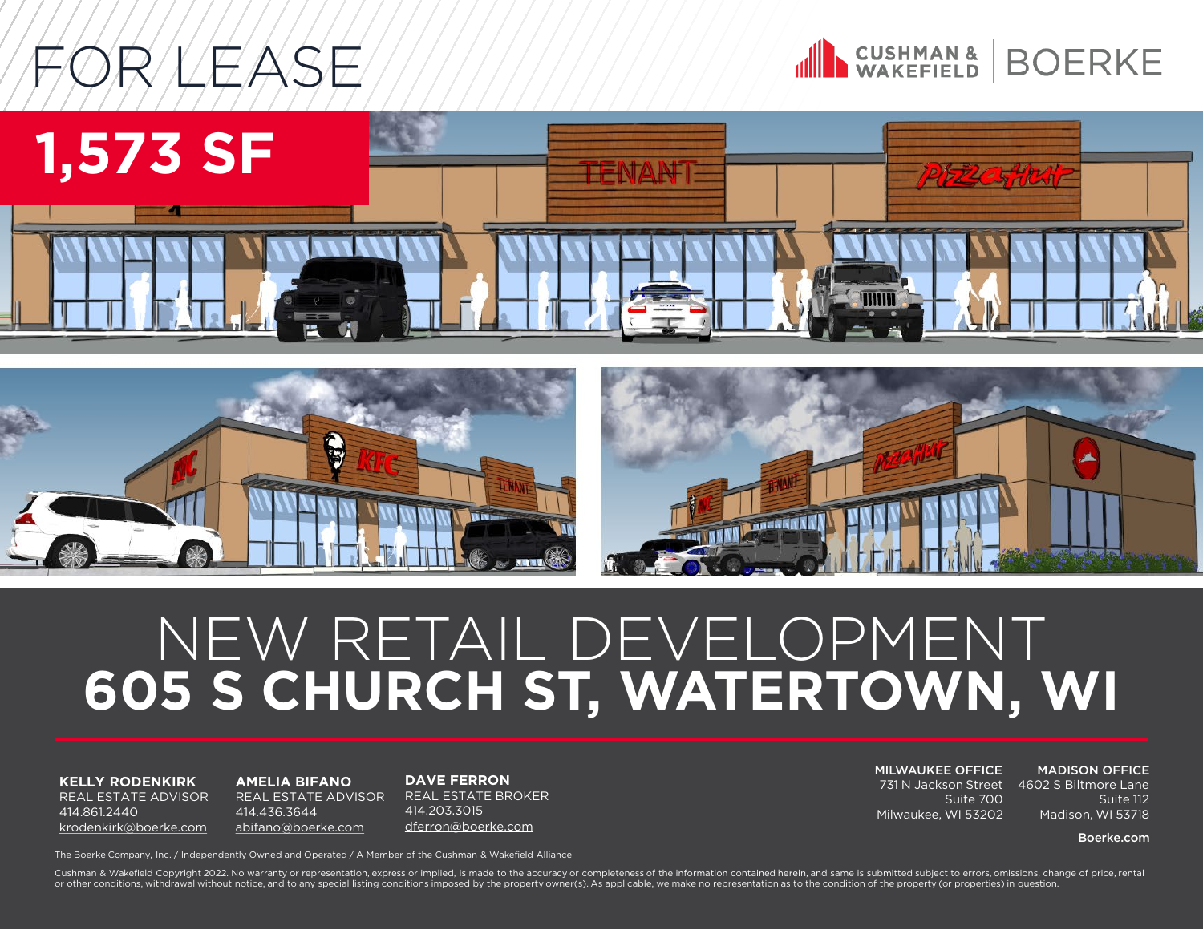# FOR LEASE

CUSHMAN & WAKEFIELD | BOERKE

## 1,573 SF

# NEW RETAIL DEVELOPMENT
# 605 S CHURCH ST, WATERTOWN, WI

**KELLY RODENKIRK**
REAL ESTATE ADVISOR
414.861.2440
krodenkirk@boerke.com

**AMELIA BIFANO**
REAL ESTATE ADVISOR
414.436.3644
abifano@boerke.com

**DAVE FERRON**
REAL ESTATE BROKER
414.203.3015
dferron@boerke.com

**MILWAUKEE OFFICE**
731 N Jackson Street
Suite 700
Milwaukee, WI 53202

**MADISON OFFICE**
4602 S Biltmore Lane
Suite 112
Madison, WI 53718

**Boerke.com**

The Boerke Company, Inc. / Independently Owned and Operated / A Member of the Cushman & Wakefield Alliance

Cushman & Wakefield Copyright 2022. No warranty or representation, express or implied, is made to the accuracy or completeness of the information contained herein, and same is submitted subject to errors, omissions, change of price, rental or other conditions, withdrawal without notice, and to any special listing conditions imposed by the property owner(s). As applicable, we make no representation as to the condition of the property (or properties) in question.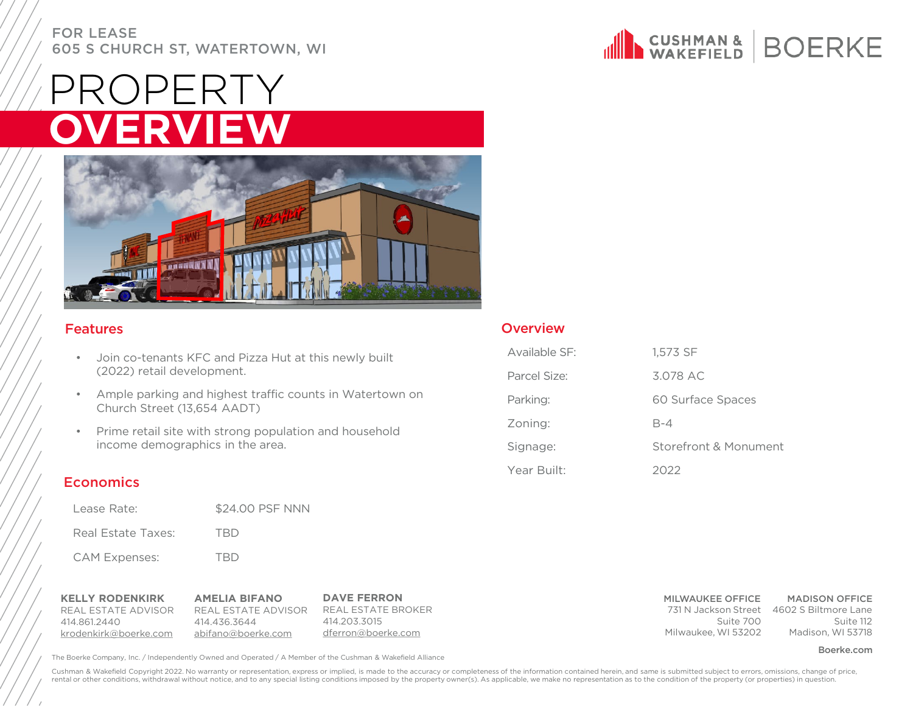FOR LEASE
605 S CHURCH ST, WATERTOWN, WI

# PROPERTY OVERVIEW

## Features

- Join co-tenants KFC and Pizza Hut at this newly built (2022) retail development.
- Ample parking and highest traffic counts in Watertown on Church Street (13,654 AADT)
- Prime retail site with strong population and household income demographics in the area.

## Economics

| | |
|---|---|
| Lease Rate: | $24.00 PSF NNN |
| Real Estate Taxes: | TBD |
| CAM Expenses: | TBD |

## Overview

| | |
|---|---|
| Available SF: | 1,573 SF |
| Parcel Size: | 3.078 AC |
| Parking: | 60 Surface Spaces |
| Zoning: | B-4 |
| Signage: | Storefront & Monument |
| Year Built: | 2022 |

**KELLY RODENKIRK**
REAL ESTATE ADVISOR
414.861.2440
krodenkirk@boerke.com

**AMELIA BIFANO**
REAL ESTATE ADVISOR
414.436.3644
abifano@boerke.com

**DAVE FERRON**
REAL ESTATE BROKER
414.203.3015
dferron@boerke.com

**MILWAUKEE OFFICE**
731 N Jackson Street
Suite 700
Milwaukee, WI 53202

**MADISON OFFICE**
4602 S Biltmore Lane
Suite 112
Madison, WI 53718

**Boerke.com**

The Boerke Company, Inc. / Independently Owned and Operated / A Member of the Cushman & Wakefield Alliance

Cushman & Wakefield Copyright 2022. No warranty or representation, express or implied, is made to the accuracy or completeness of the information contained herein, and same is submitted subject to errors, omissions, change of price, rental or other conditions, withdrawal without notice, and to any special listing conditions imposed by the property owner(s). As applicable, we make no representation as to the condition of the property (or properties) in question.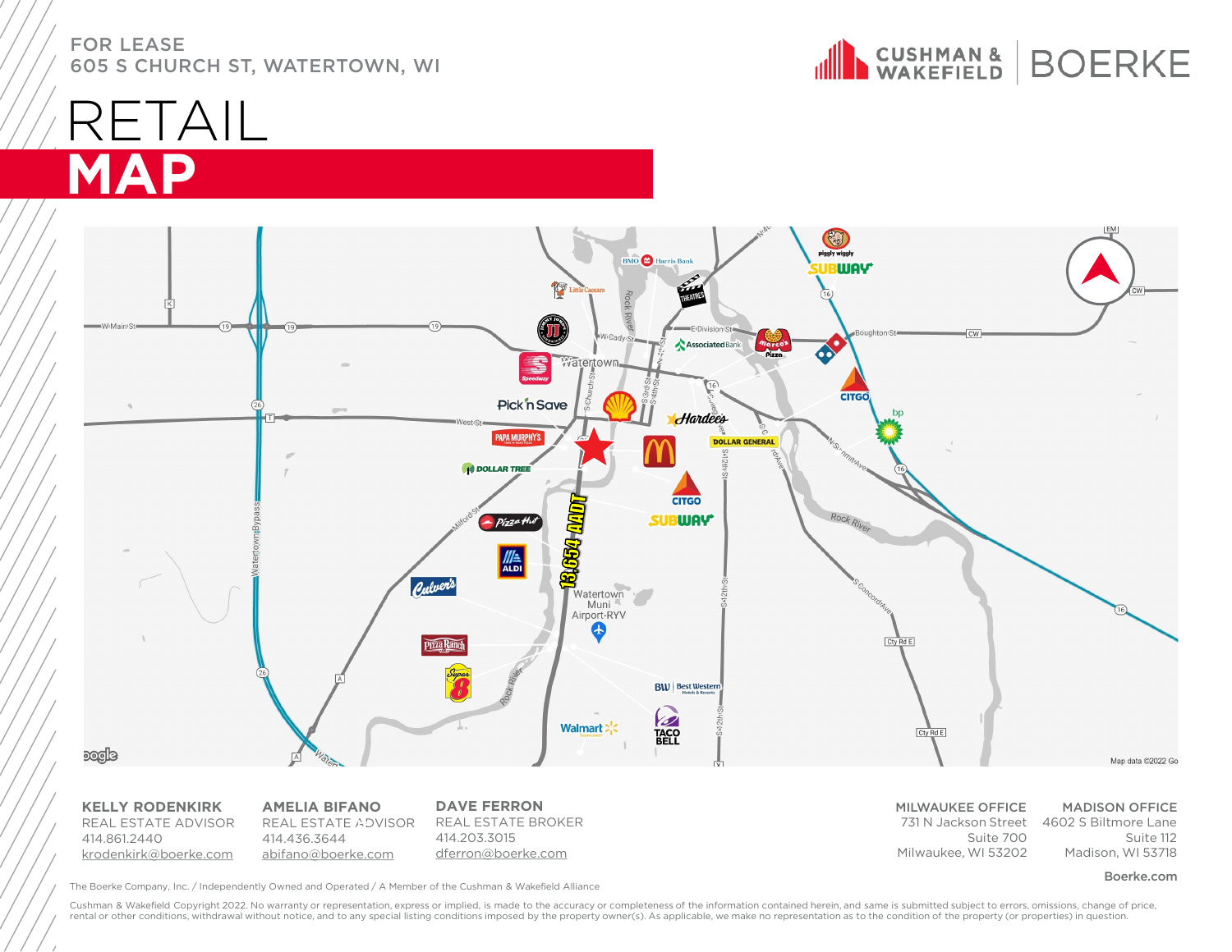FOR LEASE
605 S CHURCH ST, WATERTOWN, WI

# RETAIL
# MAP

13,654 AADT

**KELLY RODENKIRK**
REAL ESTATE ADVISOR
414.861.2440
krodenkirk@boerke.com

**AMELIA BIFANO**
REAL ESTATE ADVISOR
414.436.3644
abifano@boerke.com

**DAVE FERRON**
REAL ESTATE BROKER
414.203.3015
dferron@boerke.com

**MILWAUKEE OFFICE**
731 N Jackson Street
Suite 700
Milwaukee, WI 53202

**MADISON OFFICE**
4602 S Biltmore Lane
Suite 112
Madison, WI 53718

**Boerke.com**

The Boerke Company, Inc. / Independently Owned and Operated / A Member of the Cushman & Wakefield Alliance

Cushman & Wakefield Copyright 2022. No warranty or representation, express or implied, is made to the accuracy or completeness of the information contained herein, and same is submitted subject to errors, omissions, change of price, rental or other conditions, withdrawal without notice, and to any special listing conditions imposed by the property owner(s). As applicable, we make no representation as to the condition of the property (or properties) in question.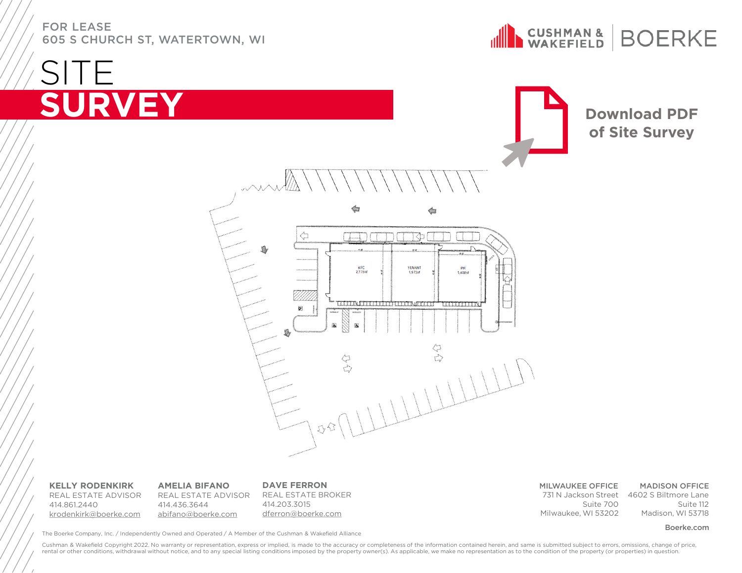FOR LEASE
605 S CHURCH ST, WATERTOWN, WI

# SITE SURVEY

**Download PDF of Site Survey**

KFC
2,775sf

TENANT
1,573sf

PH
1,400sf

**KELLY RODENKIRK**
REAL ESTATE ADVISOR
414.861.2440
krodenkirk@boerke.com

**AMELIA BIFANO**
REAL ESTATE ADVISOR
414.436.3644
abifano@boerke.com

**DAVE FERRON**
REAL ESTATE BROKER
414.203.3015
dferron@boerke.com

**MILWAUKEE OFFICE**
731 N Jackson Street
Suite 700
Milwaukee, WI 53202

**MADISON OFFICE**
4602 S Biltmore Lane
Suite 112
Madison, WI 53718

**Boerke.com**

The Boerke Company, Inc. / Independently Owned and Operated / A Member of the Cushman & Wakefield Alliance

Cushman & Wakefield Copyright 2022. No warranty or representation, express or implied, is made to the accuracy or completeness of the information contained herein, and same is submitted subject to errors, omissions, change of price, rental or other conditions, withdrawal without notice, and to any special listing conditions imposed by the property owner(s). As applicable, we make no representation as to the condition of the property (or properties) in question.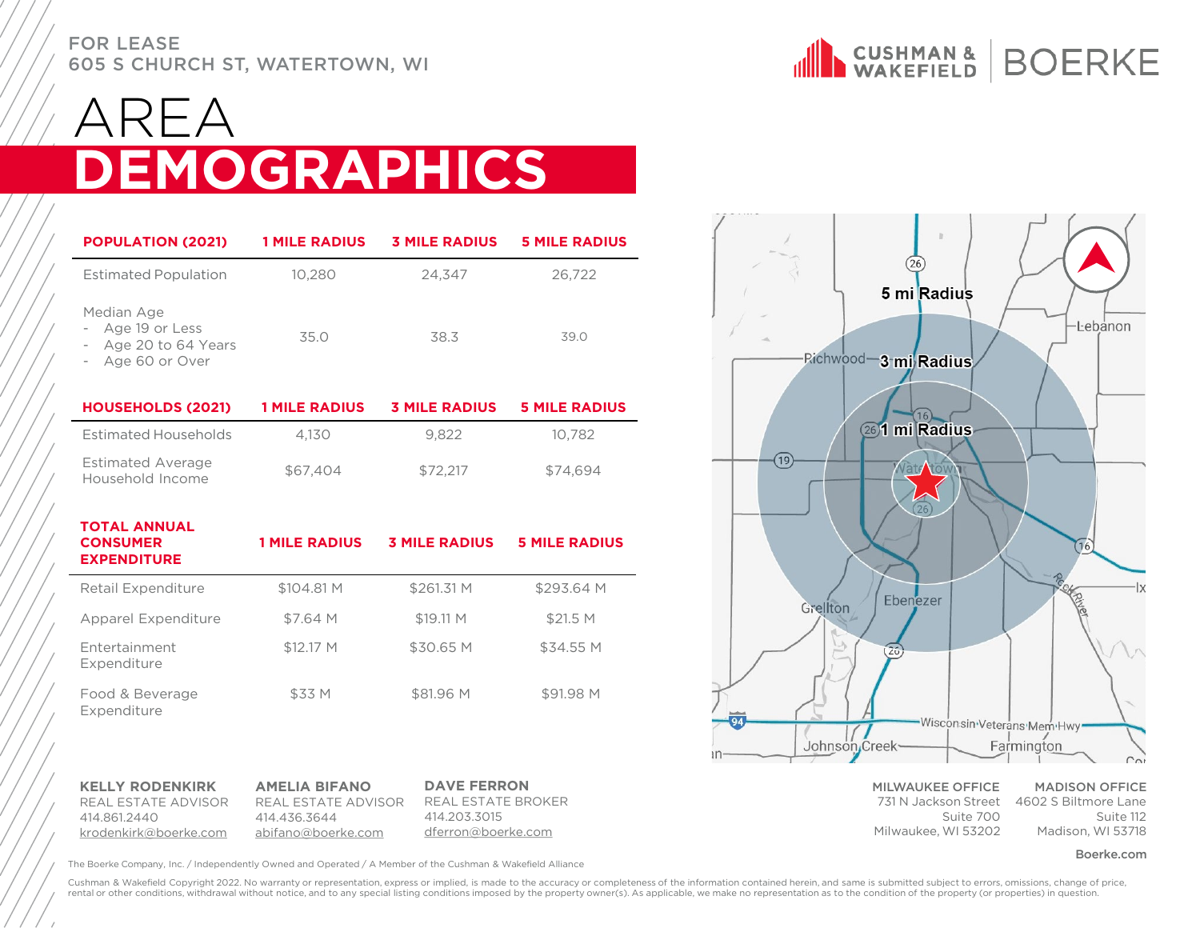FOR LEASE
605 S CHURCH ST, WATERTOWN, WI

# AREA DEMOGRAPHICS

| POPULATION (2021) | 1 MILE RADIUS | 3 MILE RADIUS | 5 MILE RADIUS |
|---|---|---|---|
| Estimated Population | 10,280 | 24,347 | 26,722 |
| Median Age<br>- Age 19 or Less<br>- Age 20 to 64 Years<br>- Age 60 or Over | 35.0 | 38.3 | 39.0 |

| HOUSEHOLDS (2021) | 1 MILE RADIUS | 3 MILE RADIUS | 5 MILE RADIUS |
|---|---|---|---|
| Estimated Households | 4,130 | 9,822 | 10,782 |
| Estimated Average Household Income | $67,404 | $72,217 | $74,694 |

| TOTAL ANNUAL CONSUMER EXPENDITURE | 1 MILE RADIUS | 3 MILE RADIUS | 5 MILE RADIUS |
|---|---|---|---|
| Retail Expenditure | $104.81 M | $261.31 M | $293.64 M |
| Apparel Expenditure | $7.64 M | $19.11 M | $21.5 M |
| Entertainment Expenditure | $12.17 M | $30.65 M | $34.55 M |
| Food & Beverage Expenditure | $33 M | $81.96 M | $91.98 M |

**KELLY RODENKIRK**
REAL ESTATE ADVISOR
414.861.2440
krodenkirk@boerke.com

**AMELIA BIFANO**
REAL ESTATE ADVISOR
414.436.3644
abifano@boerke.com

**DAVE FERRON**
REAL ESTATE BROKER
414.203.3015
dferron@boerke.com

**MILWAUKEE OFFICE**
731 N Jackson Street
Suite 700
Milwaukee, WI 53202

**MADISON OFFICE**
4602 S Biltmore Lane
Suite 112
Madison, WI 53718

Boerke.com

The Boerke Company, Inc. / Independently Owned and Operated / A Member of the Cushman & Wakefield Alliance

Cushman & Wakefield Copyright 2022. No warranty or representation, express or implied, is made to the accuracy or completeness of the information contained herein, and same is submitted subject to errors, omissions, change of price, rental or other conditions, withdrawal without notice, and to any special listing conditions imposed by the property owner(s). As applicable, we make no representation as to the condition of the property (or properties) in question.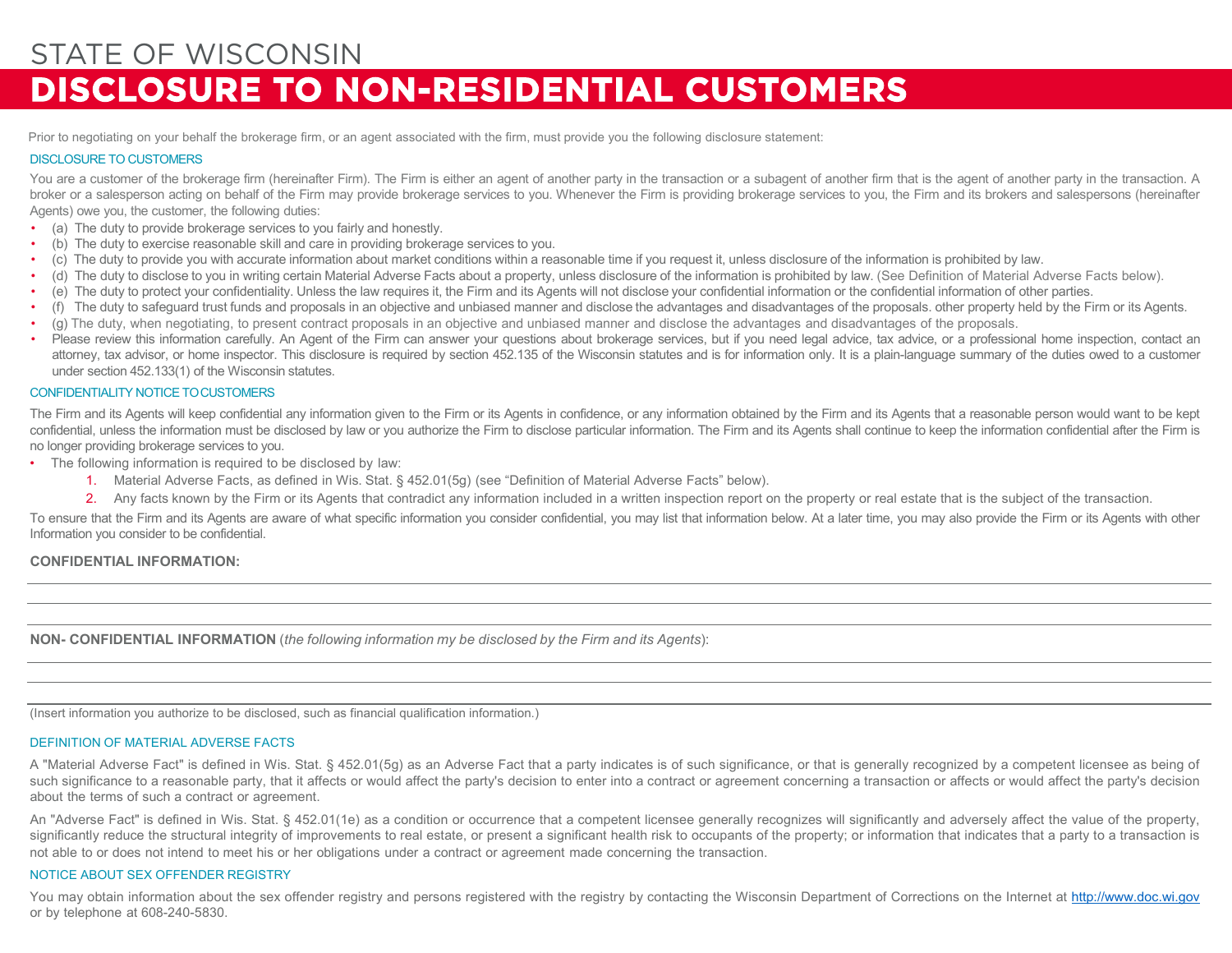# STATE OF WISCONSIN

# DISCLOSURE TO NON-RESIDENTIAL CUSTOMERS

Prior to negotiating on your behalf the brokerage firm, or an agent associated with the firm, must provide you the following disclosure statement:

## DISCLOSURE TO CUSTOMERS

You are a customer of the brokerage firm (hereinafter Firm). The Firm is either an agent of another party in the transaction or a subagent of another firm that is the agent of another party in the transaction. A broker or a salesperson acting on behalf of the Firm may provide brokerage services to you. Whenever the Firm is providing brokerage services to you, the Firm and its brokers and salespersons (hereinafter Agents) owe you, the customer, the following duties:

- (a) The duty to provide brokerage services to you fairly and honestly.
- (b) The duty to exercise reasonable skill and care in providing brokerage services to you.
- (c) The duty to provide you with accurate information about market conditions within a reasonable time if you request it, unless disclosure of the information is prohibited by law.
- (d) The duty to disclose to you in writing certain Material Adverse Facts about a property, unless disclosure of the information is prohibited by law. (See Definition of Material Adverse Facts below).
- (e) The duty to protect your confidentiality. Unless the law requires it, the Firm and its Agents will not disclose your confidential information or the confidential information of other parties.
- (f) The duty to safeguard trust funds and proposals in an objective and unbiased manner and disclose the advantages and disadvantages of the proposals. other property held by the Firm or its Agents.
- (g) The duty, when negotiating, to present contract proposals in an objective and unbiased manner and disclose the advantages and disadvantages of the proposals.
- Please review this information carefully. An Agent of the Firm can answer your questions about brokerage services, but if you need legal advice, tax advice, or a professional home inspection, contact an attorney, tax advisor, or home inspector. This disclosure is required by section 452.135 of the Wisconsin statutes and is for information only. It is a plain-language summary of the duties owed to a customer under section 452.133(1) of the Wisconsin statutes.

## CONFIDENTIALITY NOTICE TO CUSTOMERS

The Firm and its Agents will keep confidential any information given to the Firm or its Agents in confidence, or any information obtained by the Firm and its Agents that a reasonable person would want to be kept confidential, unless the information must be disclosed by law or you authorize the Firm to disclose particular information. The Firm and its Agents shall continue to keep the information confidential after the Firm is no longer providing brokerage services to you.

- The following information is required to be disclosed by law:
  1. Material Adverse Facts, as defined in Wis. Stat. § 452.01(5g) (see "Definition of Material Adverse Facts" below).
  2. Any facts known by the Firm or its Agents that contradict any information included in a written inspection report on the property or real estate that is the subject of the transaction.

To ensure that the Firm and its Agents are aware of what specific information you consider confidential, you may list that information below. At a later time, you may also provide the Firm or its Agents with other Information you consider to be confidential.

**CONFIDENTIAL INFORMATION:**

______________________________________________________________________

______________________________________________________________________

**NON- CONFIDENTIAL INFORMATION** (*the following information my be disclosed by the Firm and its Agents*):

______________________________________________________________________

______________________________________________________________________

(Insert information you authorize to be disclosed, such as financial qualification information.)

## DEFINITION OF MATERIAL ADVERSE FACTS

A "Material Adverse Fact" is defined in Wis. Stat. § 452.01(5g) as an Adverse Fact that a party indicates is of such significance, or that is generally recognized by a competent licensee as being of such significance to a reasonable party, that it affects or would affect the party's decision to enter into a contract or agreement concerning a transaction or affects or would affect the party's decision about the terms of such a contract or agreement.

An "Adverse Fact" is defined in Wis. Stat. § 452.01(1e) as a condition or occurrence that a competent licensee generally recognizes will significantly and adversely affect the value of the property, significantly reduce the structural integrity of improvements to real estate, or present a significant health risk to occupants of the property; or information that indicates that a party to a transaction is not able to or does not intend to meet his or her obligations under a contract or agreement made concerning the transaction.

## NOTICE ABOUT SEX OFFENDER REGISTRY

You may obtain information about the sex offender registry and persons registered with the registry by contacting the Wisconsin Department of Corrections on the Internet at http://www.doc.wi.gov or by telephone at 608-240-5830.